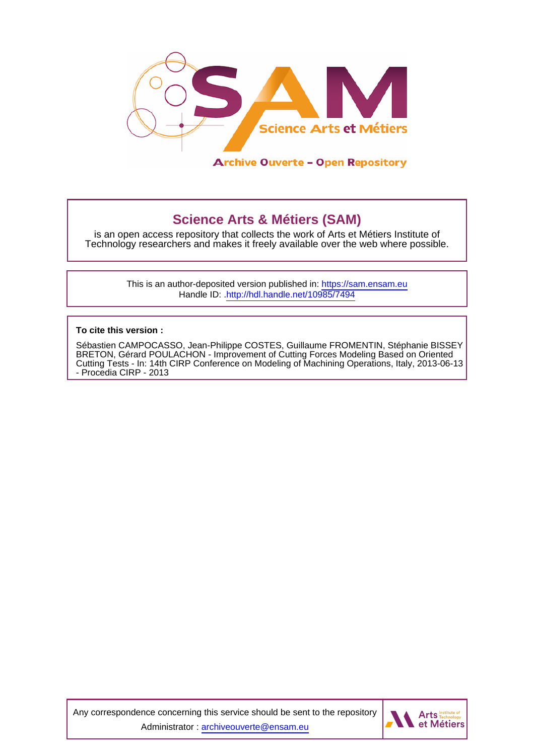Archive Ouverte – Open Repository

## Science Arts & Métiers (SAM)

is an open access repository that collects the work of Arts et Métiers Institute of Technology researchers and makes it freely available over the web where possible.

This is an author-deposited version published in: https://sam.ensam.eu
Handle ID: .http://hdl.handle.net/10985/7494

**To cite this version :**

Sébastien CAMPOCASSO, Jean-Philippe COSTES, Guillaume FROMENTIN, Stéphanie BISSEY BRETON, Gérard POULACHON - Improvement of Cutting Forces Modeling Based on Oriented Cutting Tests - In: 14th CIRP Conference on Modeling of Machining Operations, Italy, 2013-06-13 - Procedia CIRP - 2013

Any correspondence concerning this service should be sent to the repository Administrator : archiveouverte@ensam.eu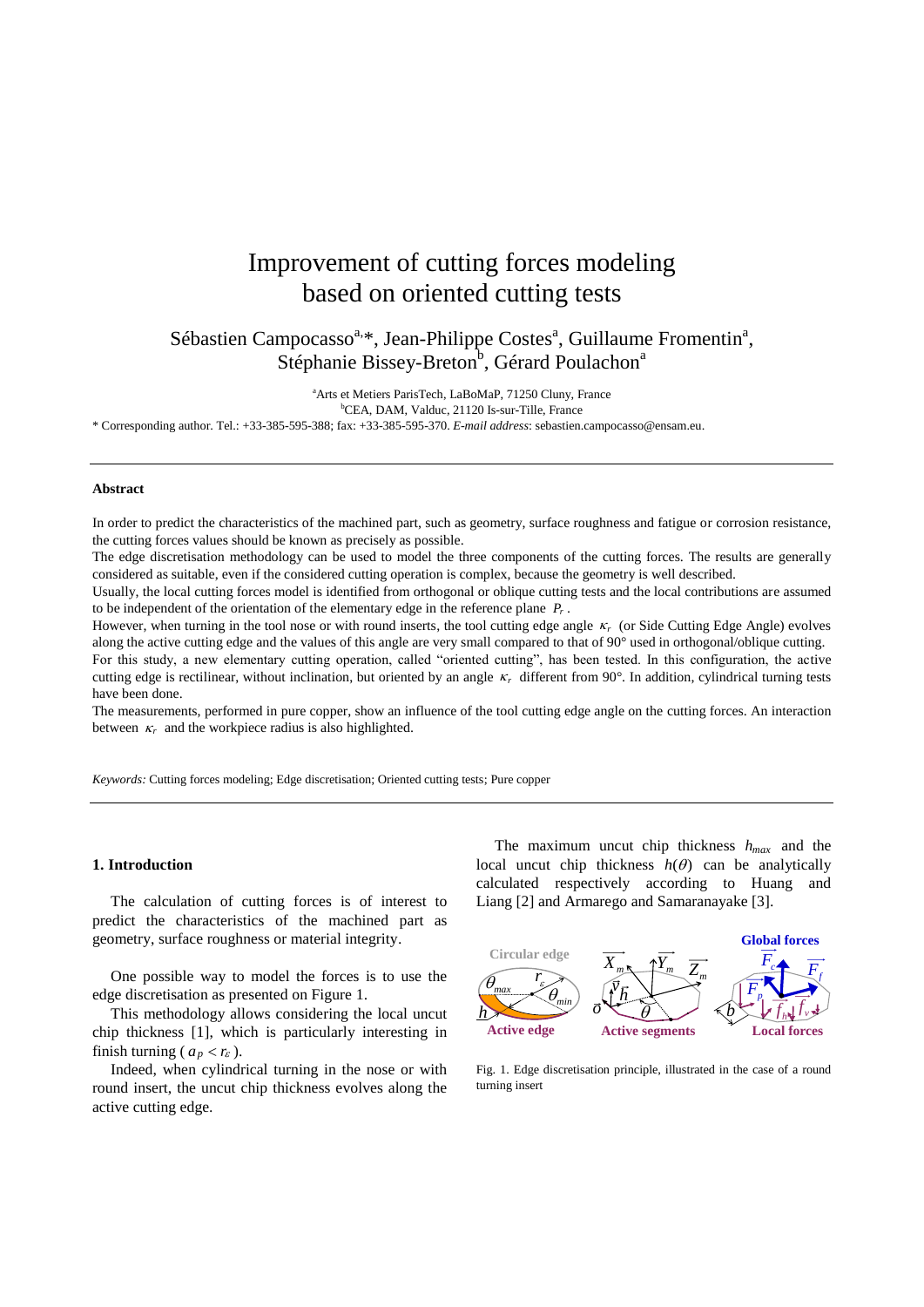# Improvement of cutting forces modeling based on oriented cutting tests

Sébastien Campocasso[a,]*, Jean-Philippe Costes[a], Guillaume Fromentin[a], Stéphanie Bissey-Breton[b], Gérard Poulachon[a]

[a]Arts et Metiers ParisTech, LaBoMaP, 71250 Cluny, France
[b]CEA, DAM, Valduc, 21120 Is-sur-Tille, France
* Corresponding author. Tel.: +33-385-595-388; fax: +33-385-595-370. *E-mail address*: sebastien.campocasso@ensam.eu.

---

**Abstract**

In order to predict the characteristics of the machined part, such as geometry, surface roughness and fatigue or corrosion resistance, the cutting forces values should be known as precisely as possible.
The edge discretisation methodology can be used to model the three components of the cutting forces. The results are generally considered as suitable, even if the considered cutting operation is complex, because the geometry is well described.
Usually, the local cutting forces model is identified from orthogonal or oblique cutting tests and the local contributions are assumed to be independent of the orientation of the elementary edge in the reference plane $P_r$.
However, when turning in the tool nose or with round inserts, the tool cutting edge angle $\kappa_r$ (or Side Cutting Edge Angle) evolves along the active cutting edge and the values of this angle are very small compared to that of 90° used in orthogonal/oblique cutting.
For this study, a new elementary cutting operation, called "oriented cutting", has been tested. In this configuration, the active cutting edge is rectilinear, without inclination, but oriented by an angle $\kappa_r$ different from 90°. In addition, cylindrical turning tests have been done.
The measurements, performed in pure copper, show an influence of the tool cutting edge angle on the cutting forces. An interaction between $\kappa_r$ and the workpiece radius is also highlighted.

*Keywords:* Cutting forces modeling; Edge discretisation; Oriented cutting tests; Pure copper

---

## 1. Introduction

The calculation of cutting forces is of interest to predict the characteristics of the machined part as geometry, surface roughness or material integrity.

One possible way to model the forces is to use the edge discretisation as presented on Figure 1.

This methodology allows considering the local uncut chip thickness [1], which is particularly interesting in finish turning ( $a_p < r_\varepsilon$ ).

Indeed, when cylindrical turning in the nose or with round insert, the uncut chip thickness evolves along the active cutting edge.

The maximum uncut chip thickness $h_{max}$ and the local uncut chip thickness $h(\theta)$ can be analytically calculated respectively according to Huang and Liang [2] and Armarego and Samaranayake [3].

Fig. 1. Edge discretisation principle, illustrated in the case of a round turning insert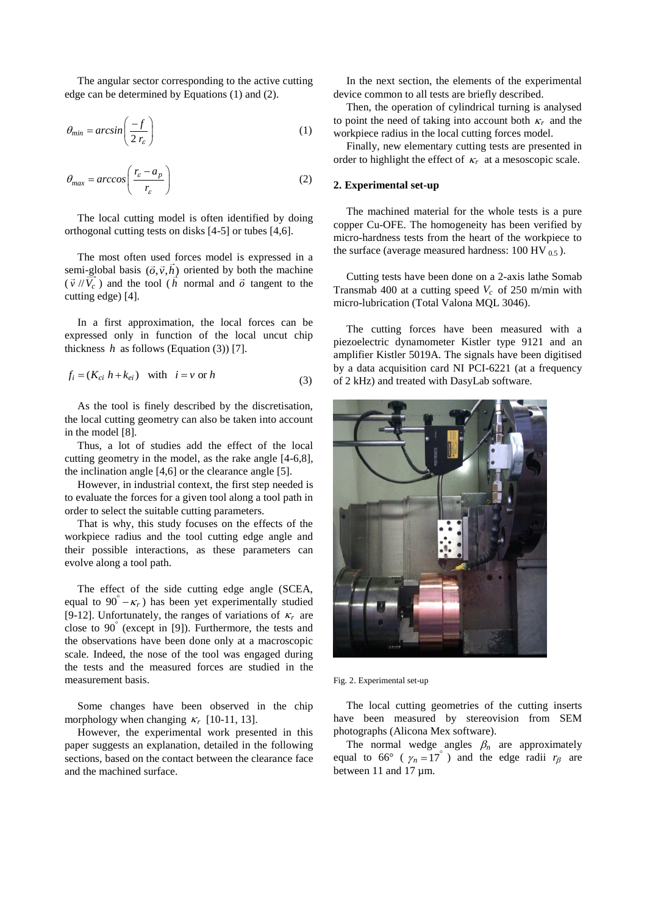The angular sector corresponding to the active cutting edge can be determined by Equations (1) and (2).

$$\theta_{min} = arcsin\left(\frac{-f}{2\,r_\varepsilon}\right) \tag{1}$$

$$\theta_{max} = arccos\left(\frac{r_\varepsilon - a_p}{r_\varepsilon}\right) \tag{2}$$

The local cutting model is often identified by doing orthogonal cutting tests on disks [4-5] or tubes [4,6].

The most often used forces model is expressed in a semi-global basis $(\vec{o},\vec{v},\vec{h})$ oriented by both the machine ($\vec{v}\,//\,\vec{V_c}$) and the tool ($\vec{h}$ normal and $\vec{o}$ tangent to the cutting edge) [4].

In a first approximation, the local forces can be expressed only in function of the local uncut chip thickness $h$ as follows (Equation (3)) [7].

$$f_i = (K_{ci}\,h + k_{ei}) \quad \text{with} \quad i = v \text{ or } h \tag{3}$$

As the tool is finely described by the discretisation, the local cutting geometry can also be taken into account in the model [8].

Thus, a lot of studies add the effect of the local cutting geometry in the model, as the rake angle [4-6,8], the inclination angle [4,6] or the clearance angle [5].

However, in industrial context, the first step needed is to evaluate the forces for a given tool along a tool path in order to select the suitable cutting parameters.

That is why, this study focuses on the effects of the workpiece radius and the tool cutting edge angle and their possible interactions, as these parameters can evolve along a tool path.

The effect of the side cutting edge angle (SCEA, equal to $90^\circ - \kappa_r$) has been yet experimentally studied [9-12]. Unfortunately, the ranges of variations of $\kappa_r$ are close to $90^\circ$ (except in [9]). Furthermore, the tests and the observations have been done only at a macroscopic scale. Indeed, the nose of the tool was engaged during the tests and the measured forces are studied in the measurement basis.

Some changes have been observed in the chip morphology when changing $\kappa_r$ [10-11, 13].

However, the experimental work presented in this paper suggests an explanation, detailed in the following sections, based on the contact between the clearance face and the machined surface.

In the next section, the elements of the experimental device common to all tests are briefly described.

Then, the operation of cylindrical turning is analysed to point the need of taking into account both $\kappa_r$ and the workpiece radius in the local cutting forces model.

Finally, new elementary cutting tests are presented in order to highlight the effect of $\kappa_r$ at a mesoscopic scale.

## 2. Experimental set-up

The machined material for the whole tests is a pure copper Cu-OFE. The homogeneity has been verified by micro-hardness tests from the heart of the workpiece to the surface (average measured hardness: 100 $HV_{0.5}$).

Cutting tests have been done on a 2-axis lathe Somab Transmab 400 at a cutting speed $V_c$ of 250 m/min with micro-lubrication (Total Valona MQL 3046).

The cutting forces have been measured with a piezoelectric dynamometer Kistler type 9121 and an amplifier Kistler 5019A. The signals have been digitised by a data acquisition card NI PCI-6221 (at a frequency of 2 kHz) and treated with DasyLab software.

Fig. 2. Experimental set-up

The local cutting geometries of the cutting inserts have been measured by stereovision from SEM photographs (Alicona Mex software).

The normal wedge angles $\beta_n$ are approximately equal to 66° ($\gamma_n = 17^\circ$) and the edge radii $r_\beta$ are between 11 and 17 µm.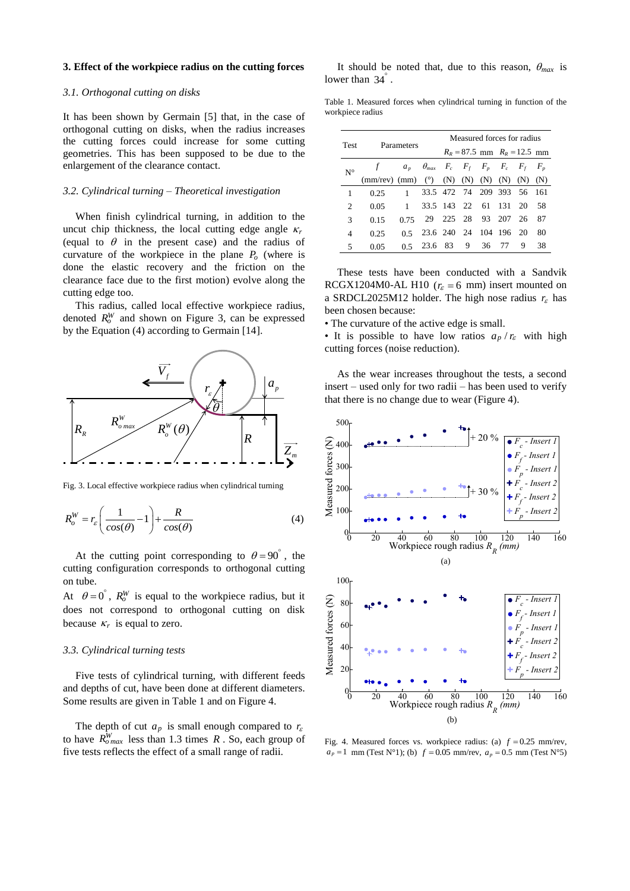## 3. Effect of the workpiece radius on the cutting forces

### 3.1. Orthogonal cutting on disks

It has been shown by Germain [5] that, in the case of orthogonal cutting on disks, when the radius increases the cutting forces could increase for some cutting geometries. This has been supposed to be due to the enlargement of the clearance contact.

### 3.2. Cylindrical turning – Theoretical investigation

When finish cylindrical turning, in addition to the uncut chip thickness, the local cutting edge angle $\kappa_r$ (equal to $\theta$ in the present case) and the radius of curvature of the workpiece in the plane $P_o$ (where is done the elastic recovery and the friction on the clearance face due to the first motion) evolve along the cutting edge too.

This radius, called local effective workpiece radius, denoted $R_o^W$ and shown on Figure 3, can be expressed by the Equation (4) according to Germain [14].

Fig. 3. Local effective workpiece radius when cylindrical turning

$$R_o^W = r_\varepsilon \left( \frac{1}{cos(\theta)} - 1 \right) + \frac{R}{cos(\theta)} \qquad (4)$$

At the cutting point corresponding to $\theta = 90^\circ$, the cutting configuration corresponds to orthogonal cutting on tube.

At $\theta = 0^\circ$, $R_o^W$ is equal to the workpiece radius, but it does not correspond to orthogonal cutting on disk because $\kappa_r$ is equal to zero.

### 3.3. Cylindrical turning tests

Five tests of cylindrical turning, with different feeds and depths of cut, have been done at different diameters. Some results are given in Table 1 and on Figure 4.

The depth of cut $a_p$ is small enough compared to $r_\varepsilon$ to have $R_{o\,max}^W$ less than 1.3 times $R$. So, each group of five tests reflects the effect of a small range of radii.

It should be noted that, due to this reason, $\theta_{max}$ is lower than $34^\circ$.

Table 1. Measured forces when cylindrical turning in function of the workpiece radius

| Test | Parameters | | | Measured forces for radius | | | | | |
|---|---|---|---|---|---|---|---|---|---|
| | | | | $R_R = 87.5$ mm | | | $R_R = 12.5$ mm | | |
| N° | $f$ (mm/rev) | $a_p$ (mm) | $\theta_{max}$ (°) | $F_c$ (N) | $F_f$ (N) | $F_p$ (N) | $F_c$ (N) | $F_f$ (N) | $F_p$ (N) |
| 1 | 0.25 | 1 | 33.5 | 472 | 74 | 209 | 393 | 56 | 161 |
| 2 | 0.05 | 1 | 33.5 | 143 | 22 | 61 | 131 | 20 | 58 |
| 3 | 0.15 | 0.75 | 29 | 225 | 28 | 93 | 207 | 26 | 87 |
| 4 | 0.25 | 0.5 | 23.6 | 240 | 24 | 104 | 196 | 20 | 80 |
| 5 | 0.05 | 0.5 | 23.6 | 83 | 9 | 36 | 77 | 9 | 38 |

These tests have been conducted with a Sandvik RCGX1204M0-AL H10 ($r_\varepsilon = 6$ mm) insert mounted on a SRDCL2025M12 holder. The high nose radius $r_\varepsilon$ has been chosen because:

- The curvature of the active edge is small.
- It is possible to have low ratios $a_p / r_\varepsilon$ with high cutting forces (noise reduction).

As the wear increases throughout the tests, a second insert – used only for two radii – has been used to verify that there is no change due to wear (Figure 4).

Fig. 4. Measured forces vs. workpiece radius: (a) $f = 0.25$ mm/rev, $a_p = 1$ mm (Test N°1); (b) $f = 0.05$ mm/rev, $a_p = 0.5$ mm (Test N°5)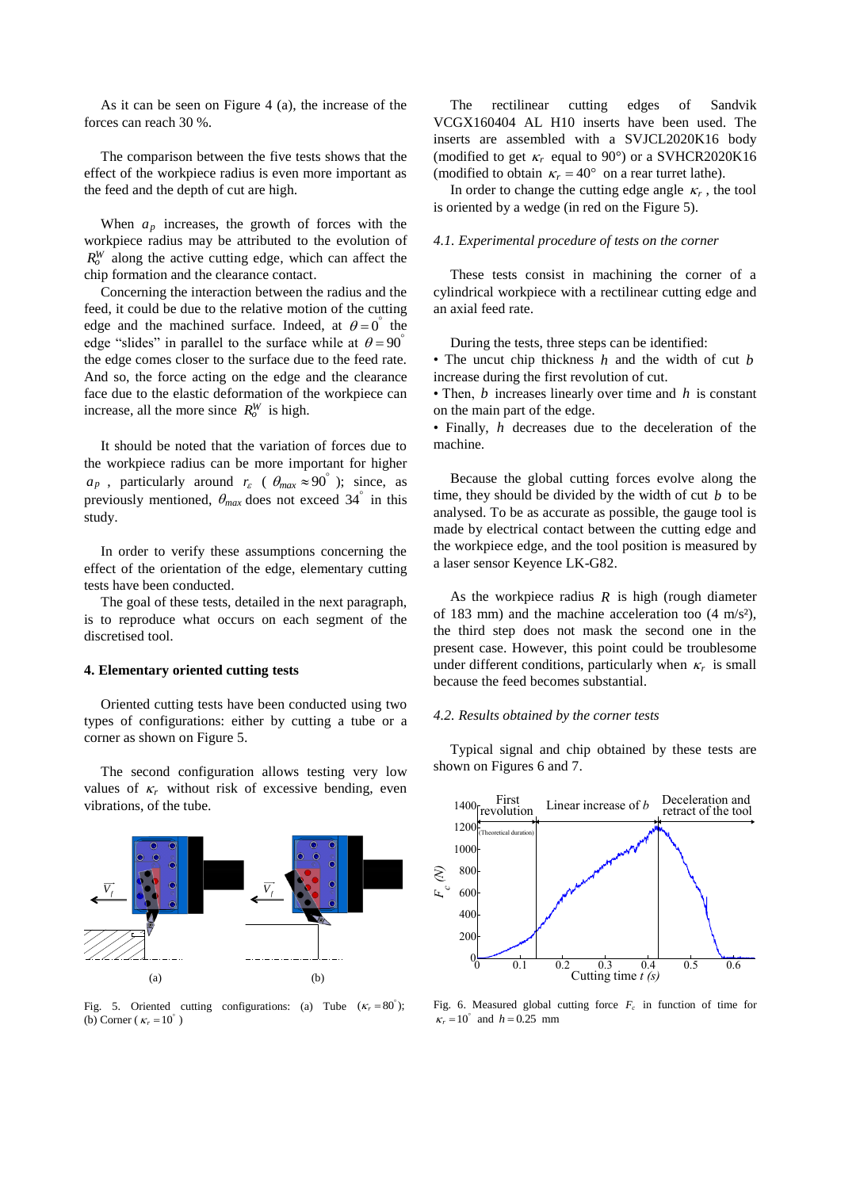As it can be seen on Figure 4 (a), the increase of the forces can reach 30 %.

The comparison between the five tests shows that the effect of the workpiece radius is even more important as the feed and the depth of cut are high.

When $a_p$ increases, the growth of forces with the workpiece radius may be attributed to the evolution of $R_o^W$ along the active cutting edge, which can affect the chip formation and the clearance contact.

Concerning the interaction between the radius and the feed, it could be due to the relative motion of the cutting edge and the machined surface. Indeed, at $\theta = 0^{\circ}$ the edge "slides" in parallel to the surface while at $\theta = 90^{\circ}$ the edge comes closer to the surface due to the feed rate. And so, the force acting on the edge and the clearance face due to the elastic deformation of the workpiece can increase, all the more since $R_o^W$ is high.

It should be noted that the variation of forces due to the workpiece radius can be more important for higher $a_p$, particularly around $r_\varepsilon$ ($\theta_{max} \approx 90^{\circ}$); since, as previously mentioned, $\theta_{max}$ does not exceed $34^{\circ}$ in this study.

In order to verify these assumptions concerning the effect of the orientation of the edge, elementary cutting tests have been conducted.

The goal of these tests, detailed in the next paragraph, is to reproduce what occurs on each segment of the discretised tool.

## 4. Elementary oriented cutting tests

Oriented cutting tests have been conducted using two types of configurations: either by cutting a tube or a corner as shown on Figure 5.

The second configuration allows testing very low values of $\kappa_r$ without risk of excessive bending, even vibrations, of the tube.

Fig. 5. Oriented cutting configurations: (a) Tube ($\kappa_r = 80^{\circ}$); (b) Corner ($\kappa_r = 10^{\circ}$)

The rectilinear cutting edges of Sandvik VCGX160404 AL H10 inserts have been used. The inserts are assembled with a SVJCL2020K16 body (modified to get $\kappa_r$ equal to 90°) or a SVHCR2020K16 (modified to obtain $\kappa_r = 40°$ on a rear turret lathe).

In order to change the cutting edge angle $\kappa_r$, the tool is oriented by a wedge (in red on the Figure 5).

### 4.1. Experimental procedure of tests on the corner

These tests consist in machining the corner of a cylindrical workpiece with a rectilinear cutting edge and an axial feed rate.

During the tests, three steps can be identified:

- The uncut chip thickness $h$ and the width of cut $b$ increase during the first revolution of cut.
- Then, $b$ increases linearly over time and $h$ is constant on the main part of the edge.
- Finally, $h$ decreases due to the deceleration of the machine.

Because the global cutting forces evolve along the time, they should be divided by the width of cut $b$ to be analysed. To be as accurate as possible, the gauge tool is made by electrical contact between the cutting edge and the workpiece edge, and the tool position is measured by a laser sensor Keyence LK-G82.

As the workpiece radius $R$ is high (rough diameter of 183 mm) and the machine acceleration too (4 m/s²), the third step does not mask the second one in the present case. However, this point could be troublesome under different conditions, particularly when $\kappa_r$ is small because the feed becomes substantial.

### 4.2. Results obtained by the corner tests

Typical signal and chip obtained by these tests are shown on Figures 6 and 7.

Fig. 6. Measured global cutting force $F_c$ in function of time for $\kappa_r = 10^{\circ}$ and $h = 0.25$ mm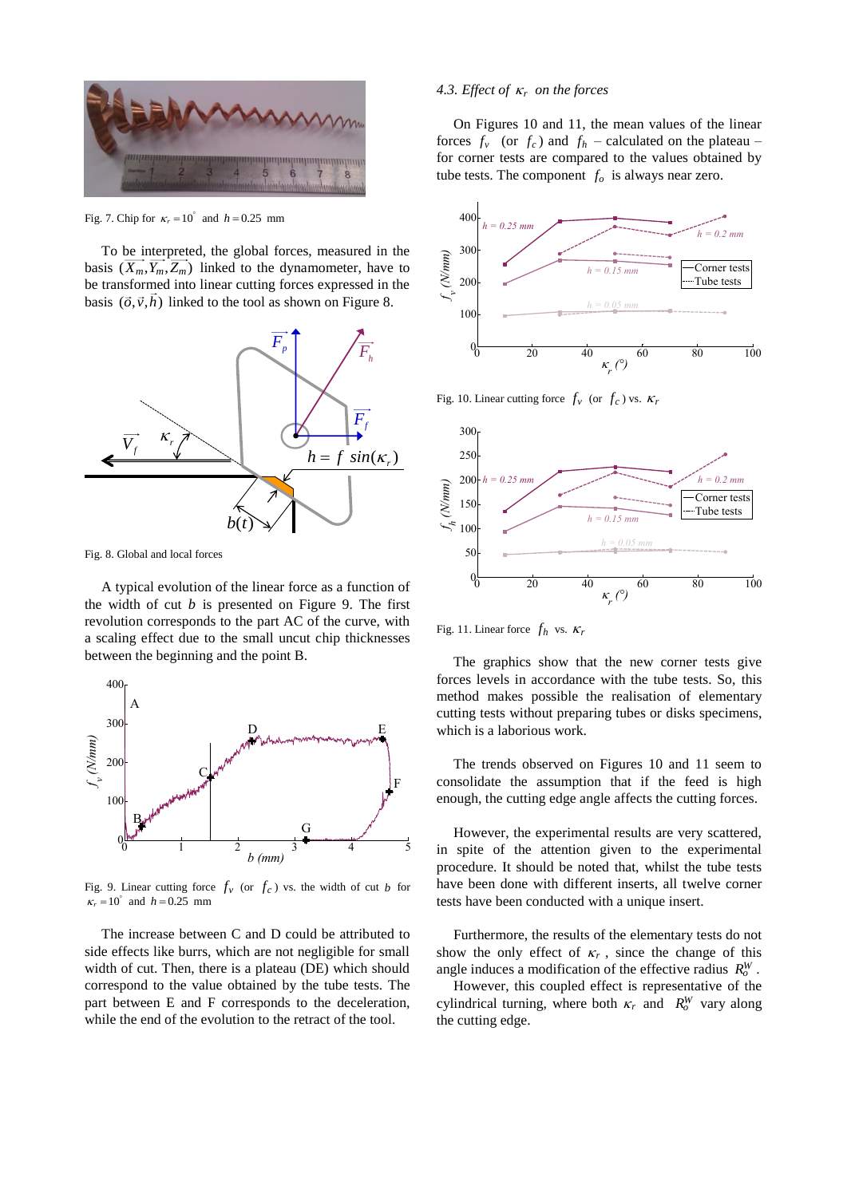Fig. 7. Chip for $\kappa_r = 10^{\circ}$ and $h = 0.25$ mm

To be interpreted, the global forces, measured in the basis $(\vec{X_m}, \vec{Y_m}, \vec{Z_m})$ linked to the dynamometer, have to be transformed into linear cutting forces expressed in the basis $(\vec{o}, \vec{v}, \vec{h})$ linked to the tool as shown on Figure 8.

Fig. 8. Global and local forces

A typical evolution of the linear force as a function of the width of cut $b$ is presented on Figure 9. The first revolution corresponds to the part AC of the curve, with a scaling effect due to the small uncut chip thicknesses between the beginning and the point B.

Fig. 9. Linear cutting force $f_v$ (or $f_c$) vs. the width of cut $b$ for $\kappa_r = 10^{\circ}$ and $h = 0.25$ mm

The increase between C and D could be attributed to side effects like burrs, which are not negligible for small width of cut. Then, there is a plateau (DE) which should correspond to the value obtained by the tube tests. The part between E and F corresponds to the deceleration, while the end of the evolution to the retract of the tool.

### 4.3. Effect of $\kappa_r$ on the forces

On Figures 10 and 11, the mean values of the linear forces $f_v$ (or $f_c$) and $f_h$ – calculated on the plateau – for corner tests are compared to the values obtained by tube tests. The component $f_o$ is always near zero.

Fig. 10. Linear cutting force $f_v$ (or $f_c$) vs. $\kappa_r$

Fig. 11. Linear force $f_h$ vs. $\kappa_r$

The graphics show that the new corner tests give forces levels in accordance with the tube tests. So, this method makes possible the realisation of elementary cutting tests without preparing tubes or disks specimens, which is a laborious work.

The trends observed on Figures 10 and 11 seem to consolidate the assumption that if the feed is high enough, the cutting edge angle affects the cutting forces.

However, the experimental results are very scattered, in spite of the attention given to the experimental procedure. It should be noted that, whilst the tube tests have been done with different inserts, all twelve corner tests have been conducted with a unique insert.

Furthermore, the results of the elementary tests do not show the only effect of $\kappa_r$, since the change of this angle induces a modification of the effective radius $R_o^W$.
However, this coupled effect is representative of the cylindrical turning, where both $\kappa_r$ and $R_o^W$ vary along the cutting edge.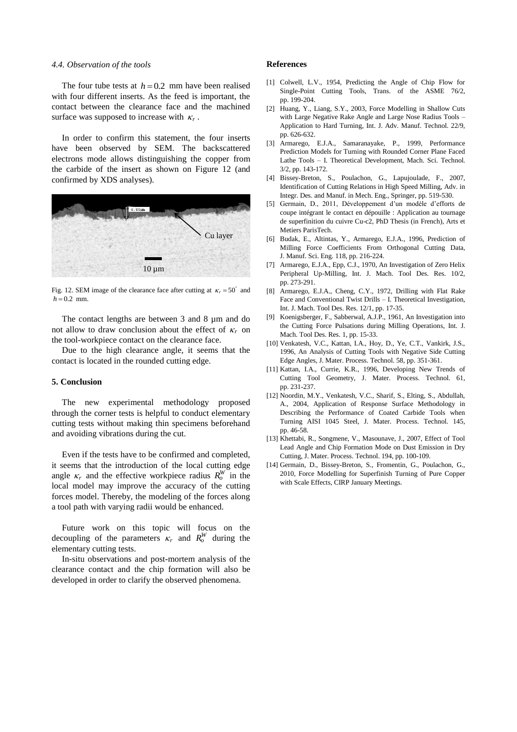### 4.4. Observation of the tools

The four tube tests at $h = 0.2$ mm have been realised with four different inserts. As the feed is important, the contact between the clearance face and the machined surface was supposed to increase with $\kappa_r$.

In order to confirm this statement, the four inserts have been observed by SEM. The backscattered electrons mode allows distinguishing the copper from the carbide of the insert as shown on Figure 12 (and confirmed by XDS analyses).

6.60µm

Cu layer

10 µm

Fig. 12. SEM image of the clearance face after cutting at $\kappa_r = 50^{\circ}$ and $h = 0.2$ mm.

The contact lengths are between 3 and 8 µm and do not allow to draw conclusion about the effect of $\kappa_r$ on the tool-workpiece contact on the clearance face.

Due to the high clearance angle, it seems that the contact is located in the rounded cutting edge.

## 5. Conclusion

The new experimental methodology proposed through the corner tests is helpful to conduct elementary cutting tests without making thin specimens beforehand and avoiding vibrations during the cut.

Even if the tests have to be confirmed and completed, it seems that the introduction of the local cutting edge angle $\kappa_r$ and the effective workpiece radius $R_o^W$ in the local model may improve the accuracy of the cutting forces model. Thereby, the modeling of the forces along a tool path with varying radii would be enhanced.

Future work on this topic will focus on the decoupling of the parameters $\kappa_r$ and $R_o^W$ during the elementary cutting tests.

In-situ observations and post-mortem analysis of the clearance contact and the chip formation will also be developed in order to clarify the observed phenomena.

## References

[1] Colwell, L.V., 1954, Predicting the Angle of Chip Flow for Single-Point Cutting Tools, Trans. of the ASME 76/2, pp. 199-204.

[2] Huang, Y., Liang, S.Y., 2003, Force Modelling in Shallow Cuts with Large Negative Rake Angle and Large Nose Radius Tools – Application to Hard Turning, Int. J. Adv. Manuf. Technol. 22/9, pp. 626-632.

[3] Armarego, E.J.A., Samaranayake, P., 1999, Performance Prediction Models for Turning with Rounded Corner Plane Faced Lathe Tools – I. Theoretical Development, Mach. Sci. Technol. 3/2, pp. 143-172.

[4] Bissey-Breton, S., Poulachon, G., Lapujoulade, F., 2007, Identification of Cutting Relations in High Speed Milling, Adv. in Integr. Des. and Manuf. in Mech. Eng., Springer, pp. 519-530.

[5] Germain, D., 2011, Développement d'un modèle d'efforts de coupe intégrant le contact en dépouille : Application au tournage de superfinition du cuivre Cu-c2, PhD Thesis (in French), Arts et Metiers ParisTech.

[6] Budak, E., Altintas, Y., Armarego, E.J.A., 1996, Prediction of Milling Force Coefficients From Orthogonal Cutting Data, J. Manuf. Sci. Eng. 118, pp. 216-224.

[7] Armarego, E.J.A., Epp, C.J., 1970, An Investigation of Zero Helix Peripheral Up-Milling, Int. J. Mach. Tool Des. Res. 10/2, pp. 273-291.

[8] Armarego, E.J.A., Cheng, C.Y., 1972, Drilling with Flat Rake Face and Conventional Twist Drills – I. Theoretical Investigation, Int. J. Mach. Tool Des. Res. 12/1, pp. 17-35.

[9] Koenigsberger, F., Sabberwal, A.J.P., 1961, An Investigation into the Cutting Force Pulsations during Milling Operations, Int. J. Mach. Tool Des. Res. 1, pp. 15-33.

[10] Venkatesh, V.C., Kattan, I.A., Hoy, D., Ye, C.T., Vankirk, J.S., 1996, An Analysis of Cutting Tools with Negative Side Cutting Edge Angles, J. Mater. Process. Technol. 58, pp. 351-361.

[11] Kattan, I.A., Currie, K.R., 1996, Developing New Trends of Cutting Tool Geometry, J. Mater. Process. Technol. 61, pp. 231-237.

[12] Noordin, M.Y., Venkatesh, V.C., Sharif, S., Elting, S., Abdullah, A., 2004, Application of Response Surface Methodology in Describing the Performance of Coated Carbide Tools when Turning AISI 1045 Steel, J. Mater. Process. Technol. 145, pp. 46-58.

[13] Khettabi, R., Songmene, V., Masounave, J., 2007, Effect of Tool Lead Angle and Chip Formation Mode on Dust Emission in Dry Cutting, J. Mater. Process. Technol. 194, pp. 100-109.

[14] Germain, D., Bissey-Breton, S., Fromentin, G., Poulachon, G., 2010, Force Modelling for Superfinish Turning of Pure Copper with Scale Effects, CIRP January Meetings.